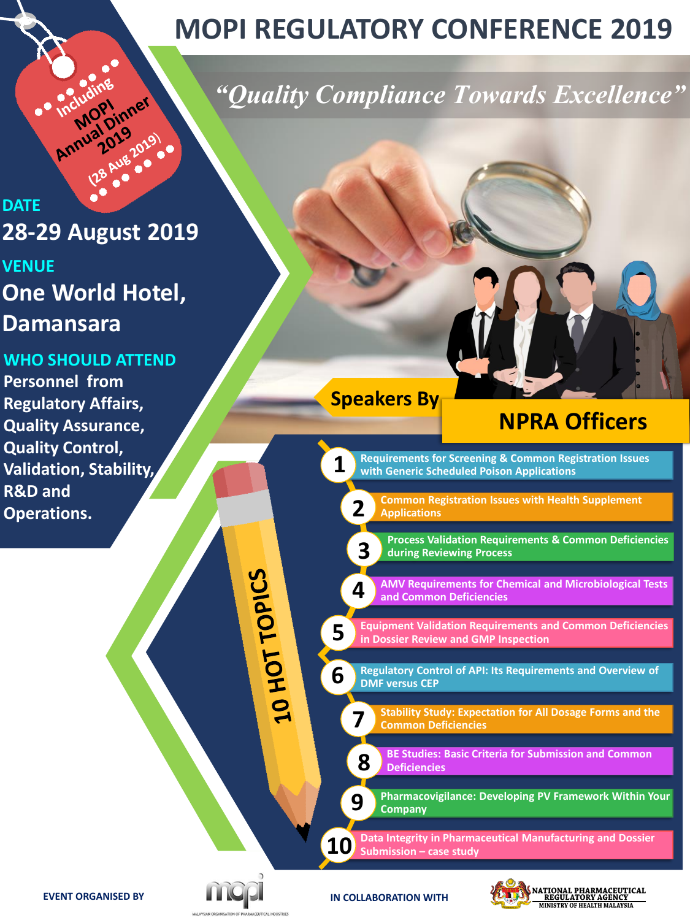# MOPI REGULATORY CONFERENCE 2019

*"Quality Compliance Towards Excellence"*

Including MOPI Annual Dinner 2019 (28 Aug 2019)

**DATE**

28-29 August 2019

**VENUE**

One World Hotel, Damansara

**WHO SHOULD ATTEND**

Personnel from Regulatory Affairs, Quality Assurance, Quality Control, Validation, Stability, R&D and Operations.

**Speakers By**

## NPRA Officers

## 10 HOT TOPICS

1. Requirements for Screening & Common Registration Issues with Generic Scheduled Poison Applications
2. Common Registration Issues with Health Supplement Applications
3. Process Validation Requirements & Common Deficiencies during Reviewing Process
4. AMV Requirements for Chemical and Microbiological Tests and Common Deficiencies
5. Equipment Validation Requirements and Common Deficiencies in Dossier Review and GMP Inspection
6. Regulatory Control of API: Its Requirements and Overview of DMF versus CEP
7. Stability Study: Expectation for All Dosage Forms and the Common Deficiencies
8. BE Studies: Basic Criteria for Submission and Common Deficiencies
9. Pharmacovigilance: Developing PV Framework Within Your Company
10. Data Integrity in Pharmaceutical Manufacturing and Dossier Submission – case study

EVENT ORGANISED BY mopi – MALAYSIAN ORGANISATION OF PHARMACEUTICAL INDUSTRIES

IN COLLABORATION WITH NATIONAL PHARMACEUTICAL REGULATORY AGENCY – MINISTRY OF HEALTH MALAYSIA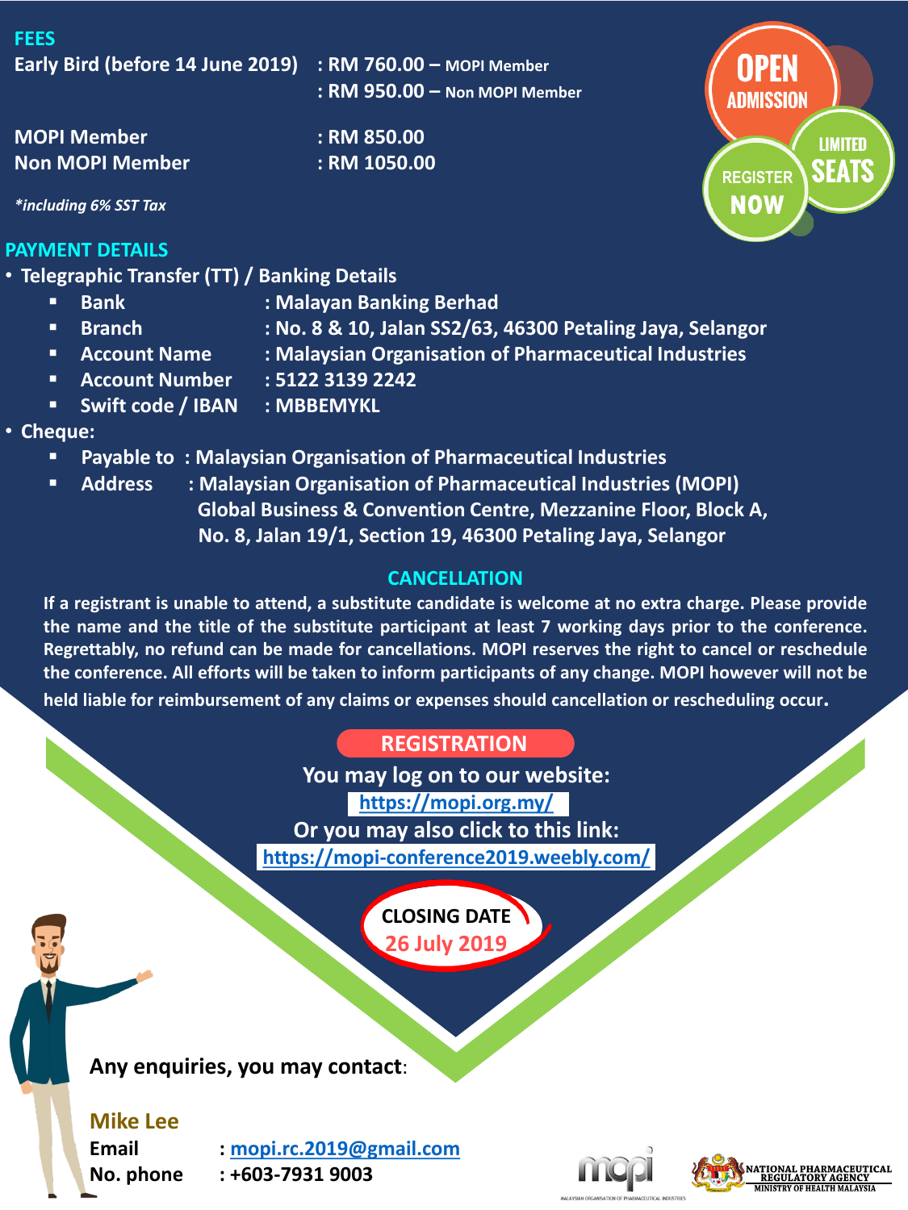## FEES

Early Bird (before 14 June 2019) : RM 760.00 – MOPI Member
: RM 950.00 – Non MOPI Member

MOPI Member : RM 850.00
Non MOPI Member : RM 1050.00

*including 6% SST Tax*

OPEN ADMISSION

LIMITED SEATS

REGISTER NOW

## PAYMENT DETAILS

- Telegraphic Transfer (TT) / Banking Details
  - Bank : Malayan Banking Berhad
  - Branch : No. 8 & 10, Jalan SS2/63, 46300 Petaling Jaya, Selangor
  - Account Name : Malaysian Organisation of Pharmaceutical Industries
  - Account Number : 5122 3139 2242
  - Swift code / IBAN : MBBEMYKL
- Cheque:
  - Payable to : Malaysian Organisation of Pharmaceutical Industries
  - Address : Malaysian Organisation of Pharmaceutical Industries (MOPI)
    Global Business & Convention Centre, Mezzanine Floor, Block A,
    No. 8, Jalan 19/1, Section 19, 46300 Petaling Jaya, Selangor

## CANCELLATION

If a registrant is unable to attend, a substitute candidate is welcome at no extra charge. Please provide the name and the title of the substitute participant at least 7 working days prior to the conference. Regrettably, no refund can be made for cancellations. MOPI reserves the right to cancel or reschedule the conference. All efforts will be taken to inform participants of any change. MOPI however will not be held liable for reimbursement of any claims or expenses should cancellation or rescheduling occur.

## REGISTRATION

You may log on to our website:
https://mopi.org.my/
Or you may also click to this link:
https://mopi-conference2019.weebly.com/

**CLOSING DATE**
**26 July 2019**

Any enquiries, you may contact:

**Mike Lee**
Email : mopi.rc.2019@gmail.com
No. phone : +603-7931 9003

MALAYSIAN ORGANISATION OF PHARMACEUTICAL INDUSTRIES

NATIONAL PHARMACEUTICAL REGULATORY AGENCY
MINISTRY OF HEALTH MALAYSIA